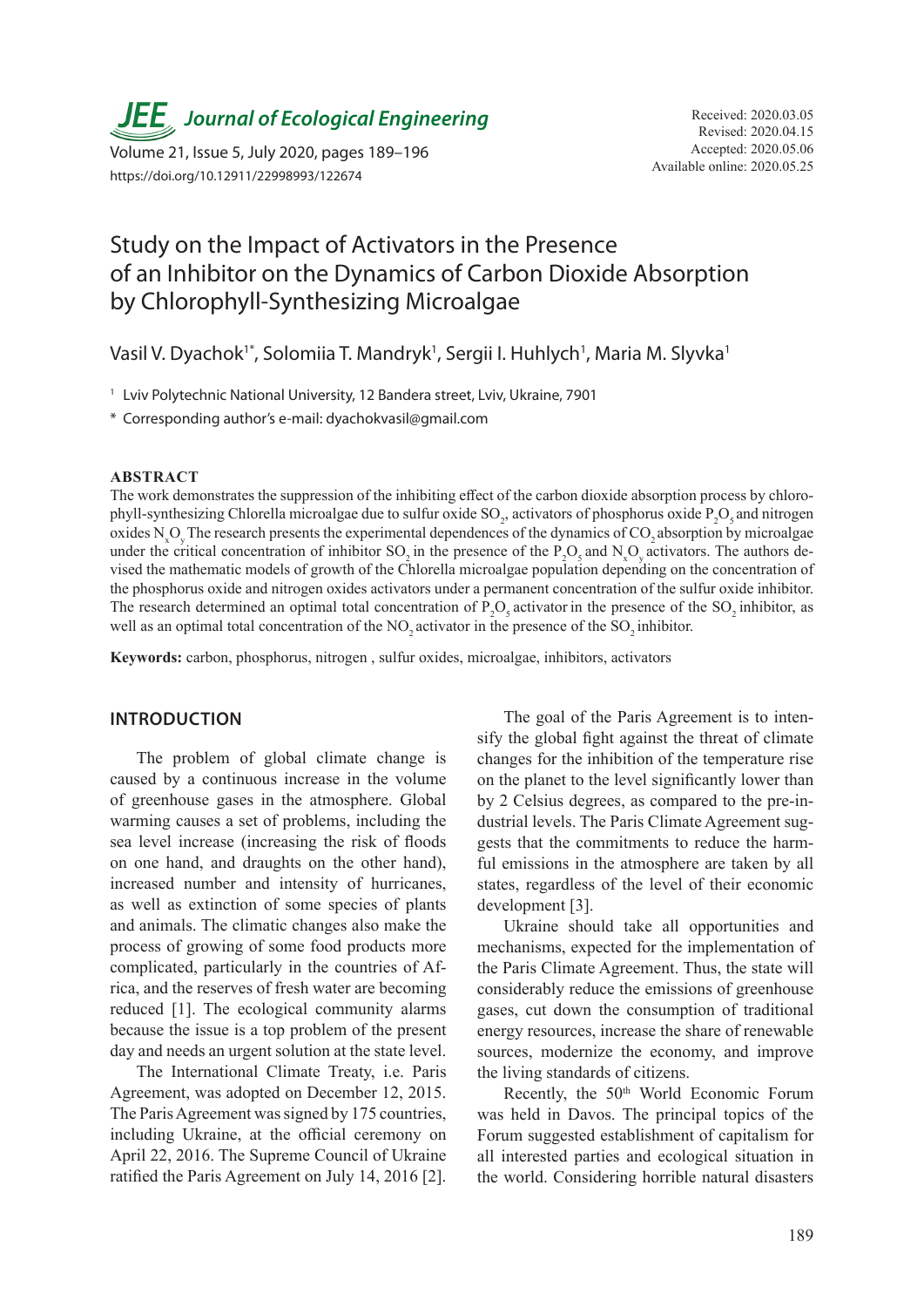# Study on the Impact of Activators in the Presence of an Inhibitor on the Dynamics of Carbon Dioxide Absorption by Chlorophyll-Synthesizing Microalgae

Vasil V. Dyachok[1*], Solomiia T. Mandryk[1], Sergii I. Huhlych[1], Maria M. Slyvka[1]

[1] Lviv Polytechnic National University, 12 Bandera street, Lviv, Ukraine, 7901

* Corresponding author's e-mail: dyachokvasil@gmail.com

Received: 2020.03.05
Revised: 2020.04.15
Accepted: 2020.05.06
Available online: 2020.05.25

https://doi.org/10.12911/22998993/122674

## ABSTRACT

The work demonstrates the suppression of the inhibiting effect of the carbon dioxide absorption process by chlorophyll-synthesizing Chlorella microalgae due to sulfur oxide $SO_2$, activators of phosphorus oxide $P_2O_5$ and nitrogen oxides $N_xO_y$. The research presents the experimental dependences of the dynamics of $CO_2$ absorption by microalgae under the critical concentration of inhibitor $SO_2$ in the presence of the $P_2O_5$ and $N_xO_y$ activators. The authors devised the mathematic models of growth of the Chlorella microalgae population depending on the concentration of the phosphorus oxide and nitrogen oxides activators under a permanent concentration of the sulfur oxide inhibitor. The research determined an optimal total concentration of $P_2O_5$ activator in the presence of the $SO_2$ inhibitor, as well as an optimal total concentration of the $NO_2$ activator in the presence of the $SO_2$ inhibitor.

**Keywords:** carbon, phosphorus, nitrogen , sulfur oxides, microalgae, inhibitors, activators

## INTRODUCTION

The problem of global climate change is caused by a continuous increase in the volume of greenhouse gases in the atmosphere. Global warming causes a set of problems, including the sea level increase (increasing the risk of floods on one hand, and draughts on the other hand), increased number and intensity of hurricanes, as well as extinction of some species of plants and animals. The climatic changes also make the process of growing of some food products more complicated, particularly in the countries of Africa, and the reserves of fresh water are becoming reduced [1]. The ecological community alarms because the issue is a top problem of the present day and needs an urgent solution at the state level.

The International Climate Treaty, i.e. Paris Agreement, was adopted on December 12, 2015. The Paris Agreement was signed by 175 countries, including Ukraine, at the official ceremony on April 22, 2016. The Supreme Council of Ukraine ratified the Paris Agreement on July 14, 2016 [2].

The goal of the Paris Agreement is to intensify the global fight against the threat of climate changes for the inhibition of the temperature rise on the planet to the level significantly lower than by 2 Celsius degrees, as compared to the pre-industrial levels. The Paris Climate Agreement suggests that the commitments to reduce the harmful emissions in the atmosphere are taken by all states, regardless of the level of their economic development [3].

Ukraine should take all opportunities and mechanisms, expected for the implementation of the Paris Climate Agreement. Thus, the state will considerably reduce the emissions of greenhouse gases, cut down the consumption of traditional energy resources, increase the share of renewable sources, modernize the economy, and improve the living standards of citizens.

Recently, the 50th World Economic Forum was held in Davos. The principal topics of the Forum suggested establishment of capitalism for all interested parties and ecological situation in the world. Considering horrible natural disasters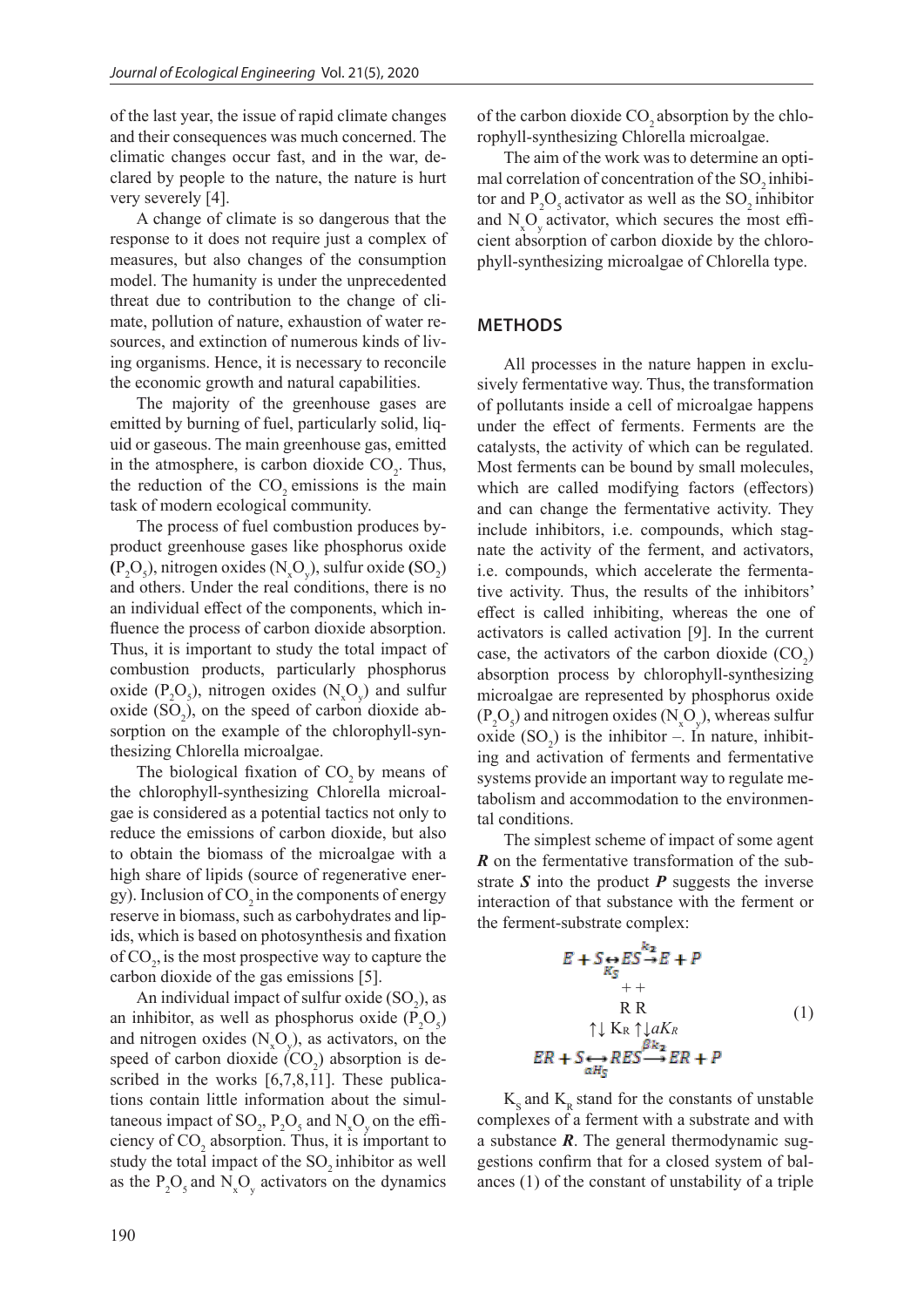of the last year, the issue of rapid climate changes and their consequences was much concerned. The climatic changes occur fast, and in the war, declared by people to the nature, the nature is hurt very severely [4].

A change of climate is so dangerous that the response to it does not require just a complex of measures, but also changes of the consumption model. The humanity is under the unprecedented threat due to contribution to the change of climate, pollution of nature, exhaustion of water resources, and extinction of numerous kinds of living organisms. Hence, it is necessary to reconcile the economic growth and natural capabilities.

The majority of the greenhouse gases are emitted by burning of fuel, particularly solid, liquid or gaseous. The main greenhouse gas, emitted in the atmosphere, is carbon dioxide $CO_2$. Thus, the reduction of the $CO_2$ emissions is the main task of modern ecological community.

The process of fuel combustion produces byproduct greenhouse gases like phosphorus oxide **(**$P_2O_5$), nitrogen oxides ($N_xO_y$), sulfur oxide **(**$SO_2$) and others. Under the real conditions, there is no an individual effect of the components, which influence the process of carbon dioxide absorption. Thus, it is important to study the total impact of combustion products, particularly phosphorus oxide ($P_2O_5$), nitrogen oxides ($N_xO_y$) and sulfur oxide ($SO_2$), on the speed of carbon dioxide absorption on the example of the chlorophyll-synthesizing Chlorella microalgae.

The biological fixation of $CO_2$ by means of the chlorophyll-synthesizing Chlorella microalgae is considered as a potential tactics not only to reduce the emissions of carbon dioxide, but also to obtain the biomass of the microalgae with a high share of lipids (source of regenerative energy). Inclusion of $CO_2$ in the components of energy reserve in biomass, such as carbohydrates and lipids, which is based on photosynthesis and fixation of $CO_2$, is the most prospective way to capture the carbon dioxide of the gas emissions [5].

An individual impact of sulfur oxide ($SO_2$), as an inhibitor, as well as phosphorus oxide ($P_2O_5$) and nitrogen oxides ($N_xO_y$), as activators, on the speed of carbon dioxide ($CO_2$) absorption is described in the works [6,7,8,11]. These publications contain little information about the simultaneous impact of $SO_2$, $P_2O_5$ and $N_xO_y$ on the efficiency of $CO_2$ absorption. Thus, it is important to study the total impact of the $SO_2$ inhibitor as well as the $P_2O_5$ and $N_xO_y$ activators on the dynamics of the carbon dioxide $CO_2$ absorption by the chlorophyll-synthesizing Chlorella microalgae.

The aim of the work was to determine an optimal correlation of concentration of the $SO_2$ inhibitor and $P_2O_5$ activator as well as the $SO_2$ inhibitor and $N_xO_y$ activator, which secures the most efficient absorption of carbon dioxide by the chlorophyll-synthesizing microalgae of Chlorella type.

## METHODS

All processes in the nature happen in exclusively fermentative way. Thus, the transformation of pollutants inside a cell of microalgae happens under the effect of ferments. Ferments are the catalysts, the activity of which can be regulated. Most ferments can be bound by small molecules, which are called modifying factors (effectors) and can change the fermentative activity. They include inhibitors, i.e. compounds, which stagnate the activity of the ferment, and activators, i.e. compounds, which accelerate the fermentative activity. Thus, the results of the inhibitors' effect is called inhibiting, whereas the one of activators is called activation [9]. In the current case, the activators of the carbon dioxide ($CO_2$) absorption process by chlorophyll-synthesizing microalgae are represented by phosphorus oxide ($P_2O_5$) and nitrogen oxides ($N_xO_y$), whereas sulfur oxide ($SO_2$) is the inhibitor –. In nature, inhibiting and activation of ferments and fermentative systems provide an important way to regulate metabolism and accommodation to the environmental conditions.

The simplest scheme of impact of some agent ***R*** on the fermentative transformation of the substrate ***S*** into the product ***P*** suggests the inverse interaction of that substance with the ferment or the ferment-substrate complex:

$$
\begin{array}{ccc}
E + S \underset{K_S}{\leftrightarrow} ES \overset{k_2}{\rightarrow} E + P \\
+ \quad + \\
R \quad R \\
\uparrow\downarrow K_R \uparrow\downarrow aK_R \\
ER + S \underset{\alpha H_S}{\longleftrightarrow} RES \overset{\beta k_2}{\longrightarrow} ER + P
\end{array}
\tag{1}
$$

$K_S$ and $K_R$ stand for the constants of unstable complexes of a ferment with a substrate and with a substance ***R***. The general thermodynamic suggestions confirm that for a closed system of balances (1) of the constant of unstability of a triple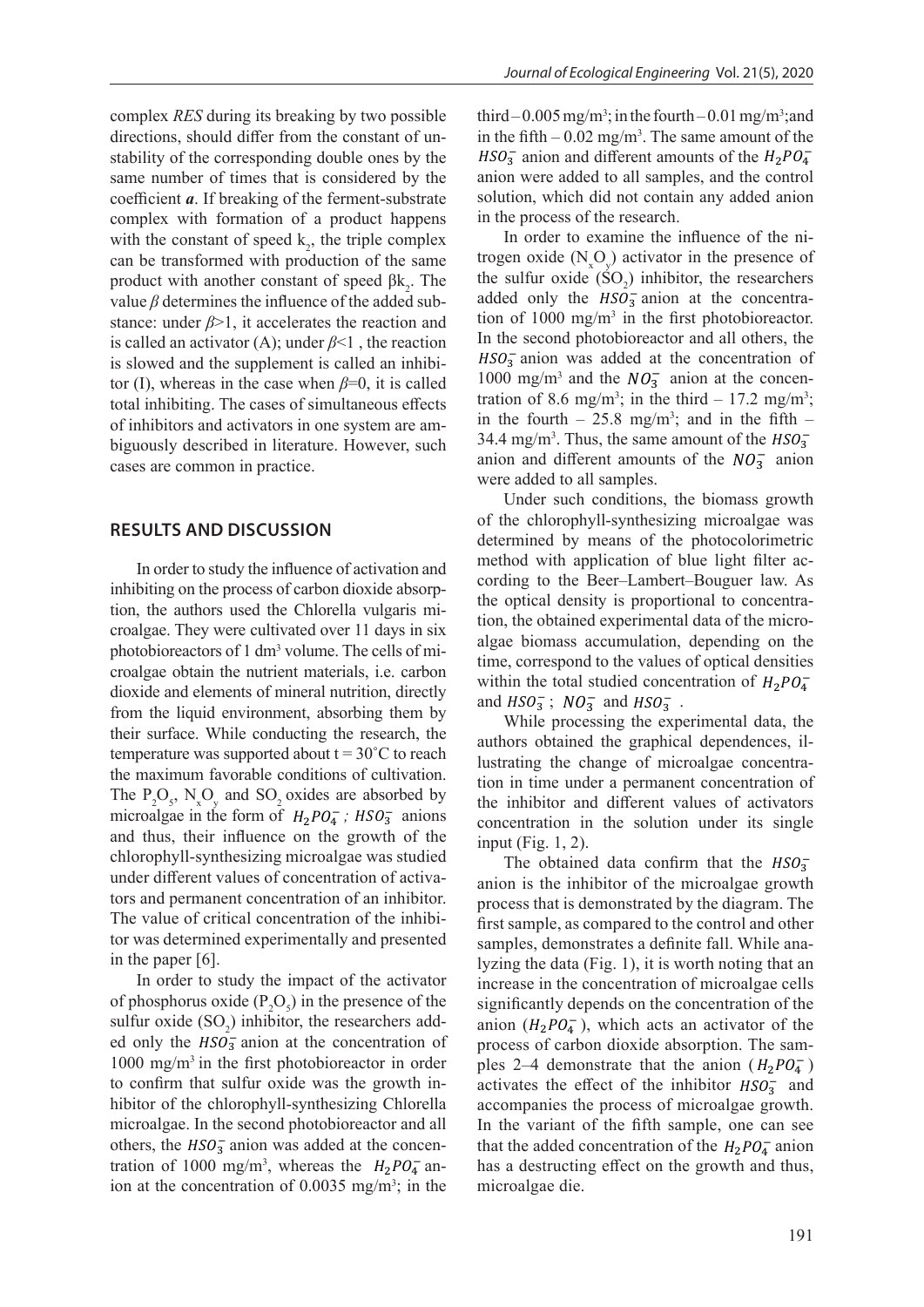complex *RES* during its breaking by two possible directions, should differ from the constant of unstability of the corresponding double ones by the same number of times that is considered by the coefficient ***a***. If breaking of the ferment-substrate complex with formation of a product happens with the constant of speed $k_2$, the triple complex can be transformed with production of the same product with another constant of speed $\beta k_2$. The value $\beta$ determines the influence of the added substance: under $\beta>1$, it accelerates the reaction and is called an activator (A); under $\beta<1$ , the reaction is slowed and the supplement is called an inhibitor (I), whereas in the case when $\beta=0$, it is called total inhibiting. The cases of simultaneous effects of inhibitors and activators in one system are ambiguously described in literature. However, such cases are common in practice.

## RESULTS AND DISCUSSION

In order to study the influence of activation and inhibiting on the process of carbon dioxide absorption, the authors used the Chlorella vulgaris microalgae. They were cultivated over 11 days in six photobioreactors of 1 dm$^3$ volume. The cells of microalgae obtain the nutrient materials, i.e. carbon dioxide and elements of mineral nutrition, directly from the liquid environment, absorbing them by their surface. While conducting the research, the temperature was supported about t = 30˚C to reach the maximum favorable conditions of cultivation. The $P_2O_5$, $N_xO_y$ and $SO_2$ oxides are absorbed by microalgae in the form of $H_2PO_4^-$ ; $HSO_3^-$ anions and thus, their influence on the growth of the chlorophyll-synthesizing microalgae was studied under different values of concentration of activators and permanent concentration of an inhibitor. The value of critical concentration of the inhibitor was determined experimentally and presented in the paper [6].

In order to study the impact of the activator of phosphorus oxide ($P_2O_5$) in the presence of the sulfur oxide ($SO_2$) inhibitor, the researchers added only the $HSO_3^-$ anion at the concentration of 1000 mg/m$^3$ in the first photobioreactor in order to confirm that sulfur oxide was the growth inhibitor of the chlorophyll-synthesizing Chlorella microalgae. In the second photobioreactor and all others, the $HSO_3^-$ anion was added at the concentration of 1000 mg/m$^3$, whereas the $H_2PO_4^-$ anion at the concentration of 0.0035 mg/m$^3$; in the third – 0.005 mg/m$^3$; in the fourth – 0.01 mg/m$^3$;and in the fifth – 0.02 mg/m$^3$. The same amount of the $HSO_3^-$ anion and different amounts of the $H_2PO_4^-$ anion were added to all samples, and the control solution, which did not contain any added anion in the process of the research.

In order to examine the influence of the nitrogen oxide ($N_xO_y$) activator in the presence of the sulfur oxide ($SO_2$) inhibitor, the researchers added only the $HSO_3^-$ anion at the concentration of 1000 mg/m$^3$ in the first photobioreactor. In the second photobioreactor and all others, the $HSO_3^-$ anion was added at the concentration of 1000 mg/m$^3$ and the $NO_3^-$ anion at the concentration of 8.6 mg/m$^3$; in the third – 17.2 mg/m$^3$; in the fourth – 25.8 mg/m$^3$; and in the fifth – 34.4 mg/m$^3$. Thus, the same amount of the $HSO_3^-$ anion and different amounts of the $NO_3^-$ anion were added to all samples.

Under such conditions, the biomass growth of the chlorophyll-synthesizing microalgae was determined by means of the photocolorimetric method with application of blue light filter according to the Beer–Lambert–Bouguer law. As the optical density is proportional to concentration, the obtained experimental data of the microalgae biomass accumulation, depending on the time, correspond to the values of optical densities within the total studied concentration of $H_2PO_4^-$ and $HSO_3^-$ ; $NO_3^-$ and $HSO_3^-$ .

While processing the experimental data, the authors obtained the graphical dependences, illustrating the change of microalgae concentration in time under a permanent concentration of the inhibitor and different values of activators concentration in the solution under its single input (Fig. 1, 2).

The obtained data confirm that the $HSO_3^-$ anion is the inhibitor of the microalgae growth process that is demonstrated by the diagram. The first sample, as compared to the control and other samples, demonstrates a definite fall. While analyzing the data (Fig. 1), it is worth noting that an increase in the concentration of microalgae cells significantly depends on the concentration of the anion ($H_2PO_4^-$), which acts an activator of the process of carbon dioxide absorption. The samples 2–4 demonstrate that the anion ($H_2PO_4^-$) activates the effect of the inhibitor $HSO_3^-$ and accompanies the process of microalgae growth. In the variant of the fifth sample, one can see that the added concentration of the $H_2PO_4^-$ anion has a destructing effect on the growth and thus, microalgae die.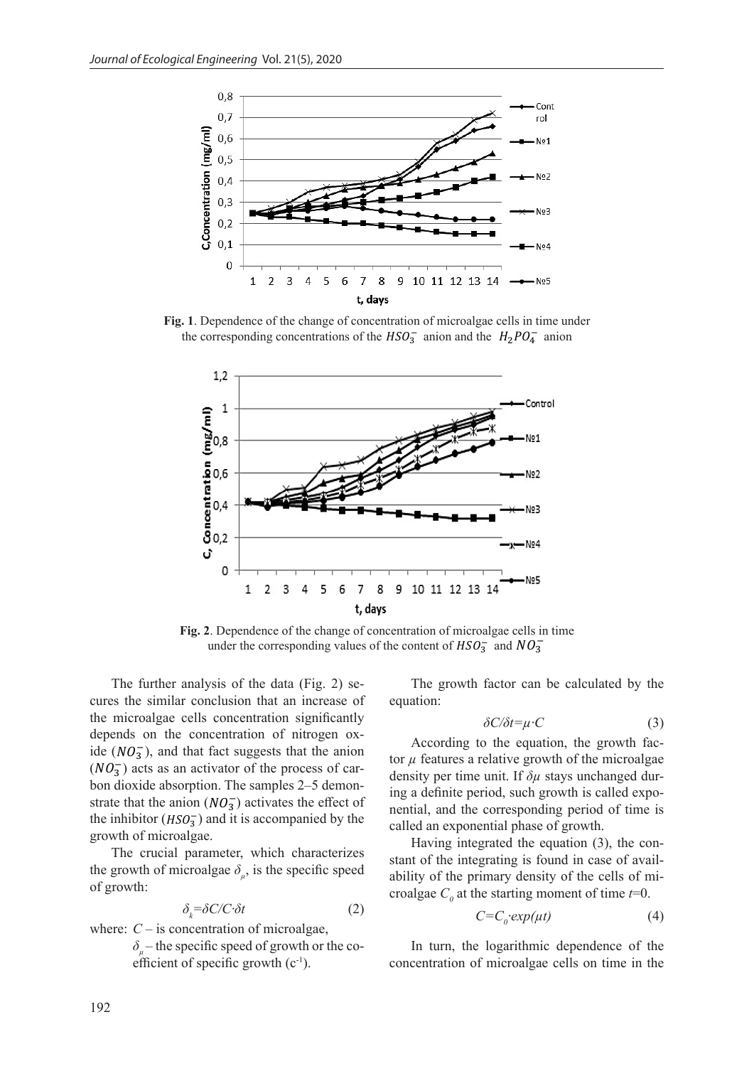**Fig. 1**. Dependence of the change of concentration of microalgae cells in time under the corresponding concentrations of the $HSO_3^-$ anion and the $H_2PO_4^-$ anion

**Fig. 2**. Dependence of the change of concentration of microalgae cells in time under the corresponding values of the content of $HSO_3^-$ and $NO_3^-$

The further analysis of the data (Fig. 2) secures the similar conclusion that an increase of the microalgae cells concentration significantly depends on the concentration of nitrogen oxide ($NO_3^-$), and that fact suggests that the anion ($NO_3^-$) acts as an activator of the process of carbon dioxide absorption. The samples 2–5 demonstrate that the anion ($NO_3^-$) activates the effect of the inhibitor ($HSO_3^-$) and it is accompanied by the growth of microalgae.

The crucial parameter, which characterizes the growth of microalgae $\delta_\mu$, is the specific speed of growth:

$$\delta_k = \delta C / C \cdot \delta t \tag{2}$$

where: $C$ – is concentration of microalgae,
$\delta_\mu$ – the specific speed of growth or the coefficient of specific growth ($c^{-1}$).

The growth factor can be calculated by the equation:

$$\delta C / \delta t = \mu \cdot C \tag{3}$$

According to the equation, the growth factor $\mu$ features a relative growth of the microalgae density per time unit. If $\delta\mu$ stays unchanged during a definite period, such growth is called exponential, and the corresponding period of time is called an exponential phase of growth.

Having integrated the equation (3), the constant of the integrating is found in case of availability of the primary density of the cells of microalgae $C_0$ at the starting moment of time $t$=0.

$$C = C_0 \cdot exp(\mu t) \tag{4}$$

In turn, the logarithmic dependence of the concentration of microalgae cells on time in the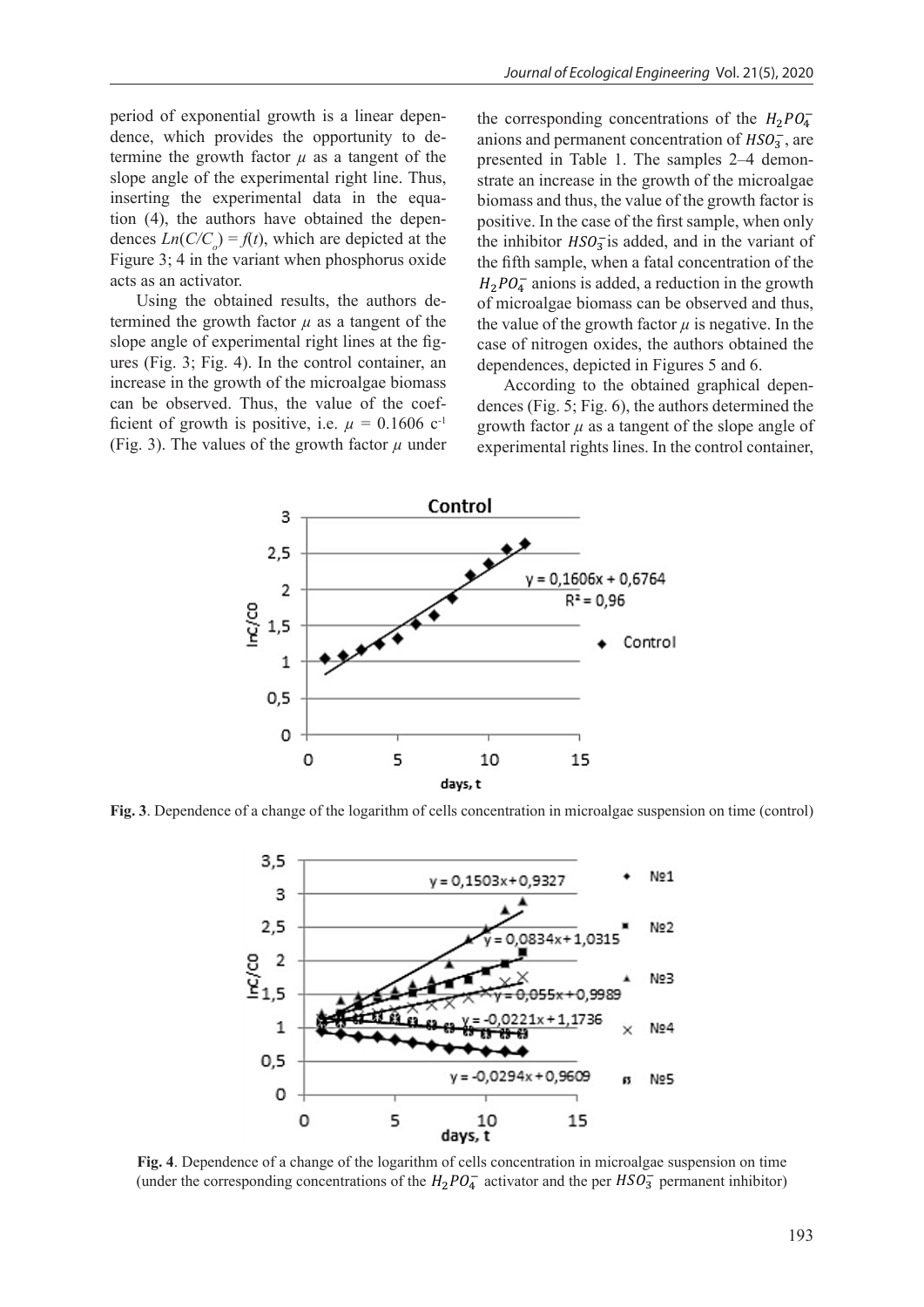period of exponential growth is a linear dependence, which provides the opportunity to determine the growth factor $\mu$ as a tangent of the slope angle of the experimental right line. Thus, inserting the experimental data in the equation (4), the authors have obtained the dependences $Ln(C/C_o) = f(t)$, which are depicted at the Figure 3; 4 in the variant when phosphorus oxide acts as an activator.

Using the obtained results, the authors determined the growth factor $\mu$ as a tangent of the slope angle of experimental right lines at the figures (Fig. 3; Fig. 4). In the control container, an increase in the growth of the microalgae biomass can be observed. Thus, the value of the coefficient of growth is positive, i.e. $\mu$ = 0.1606 $c^{-1}$ (Fig. 3). The values of the growth factor $\mu$ under the corresponding concentrations of the $H_2PO_4^-$ anions and permanent concentration of $HSO_3^-$, are presented in Table 1. The samples 2–4 demonstrate an increase in the growth of the microalgae biomass and thus, the value of the growth factor is positive. In the case of the first sample, when only the inhibitor $HSO_3^-$ is added, and in the variant of the fifth sample, when a fatal concentration of the $H_2PO_4^-$ anions is added, a reduction in the growth of microalgae biomass can be observed and thus, the value of the growth factor $\mu$ is negative. In the case of nitrogen oxides, the authors obtained the dependences, depicted in Figures 5 and 6.

According to the obtained graphical dependences (Fig. 5; Fig. 6), the authors determined the growth factor $\mu$ as a tangent of the slope angle of experimental rights lines. In the control container,

**Fig. 3**. Dependence of a change of the logarithm of cells concentration in microalgae suspension on time (control)

**Fig. 4**. Dependence of a change of the logarithm of cells concentration in microalgae suspension on time (under the corresponding concentrations of the $H_2PO_4^-$ activator and the per $HSO_3^-$ permanent inhibitor)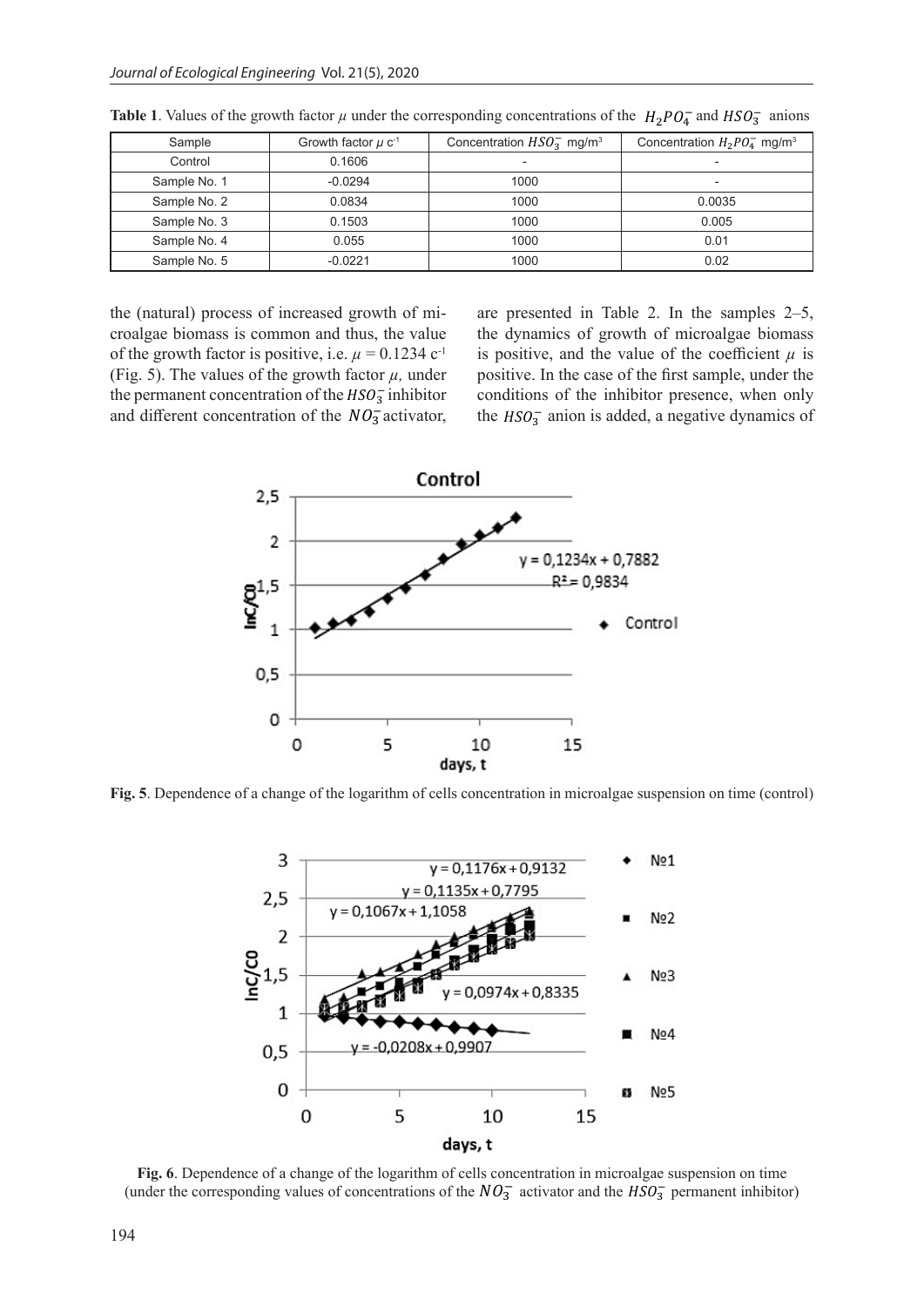**Table 1**. Values of the growth factor $\mu$ under the corresponding concentrations of the $H_2PO_4^-$ and $HSO_3^-$ anions

| Sample | Growth factor $\mu$ c$^{-1}$ | Concentration $HSO_3^-$ mg/m$^3$ | Concentration $H_2PO_4^-$ mg/m$^3$ |
|---|---|---|---|
| Control | 0.1606 | - | - |
| Sample No. 1 | -0.0294 | 1000 | - |
| Sample No. 2 | 0.0834 | 1000 | 0.0035 |
| Sample No. 3 | 0.1503 | 1000 | 0.005 |
| Sample No. 4 | 0.055 | 1000 | 0.01 |
| Sample No. 5 | -0.0221 | 1000 | 0.02 |

the (natural) process of increased growth of microalgae biomass is common and thus, the value of the growth factor is positive, i.e. $\mu = 0.1234$ c$^{-1}$ (Fig. 5). The values of the growth factor $\mu$, under the permanent concentration of the $HSO_3^-$ inhibitor and different concentration of the $NO_3^-$ activator, are presented in Table 2. In the samples 2–5, the dynamics of growth of microalgae biomass is positive, and the value of the coefficient $\mu$ is positive. In the case of the first sample, under the conditions of the inhibitor presence, when only the $HSO_3^-$ anion is added, a negative dynamics of

**Fig. 5**. Dependence of a change of the logarithm of cells concentration in microalgae suspension on time (control)

**Fig. 6**. Dependence of a change of the logarithm of cells concentration in microalgae suspension on time (under the corresponding values of concentrations of the $NO_3^-$ activator and the $HSO_3^-$ permanent inhibitor)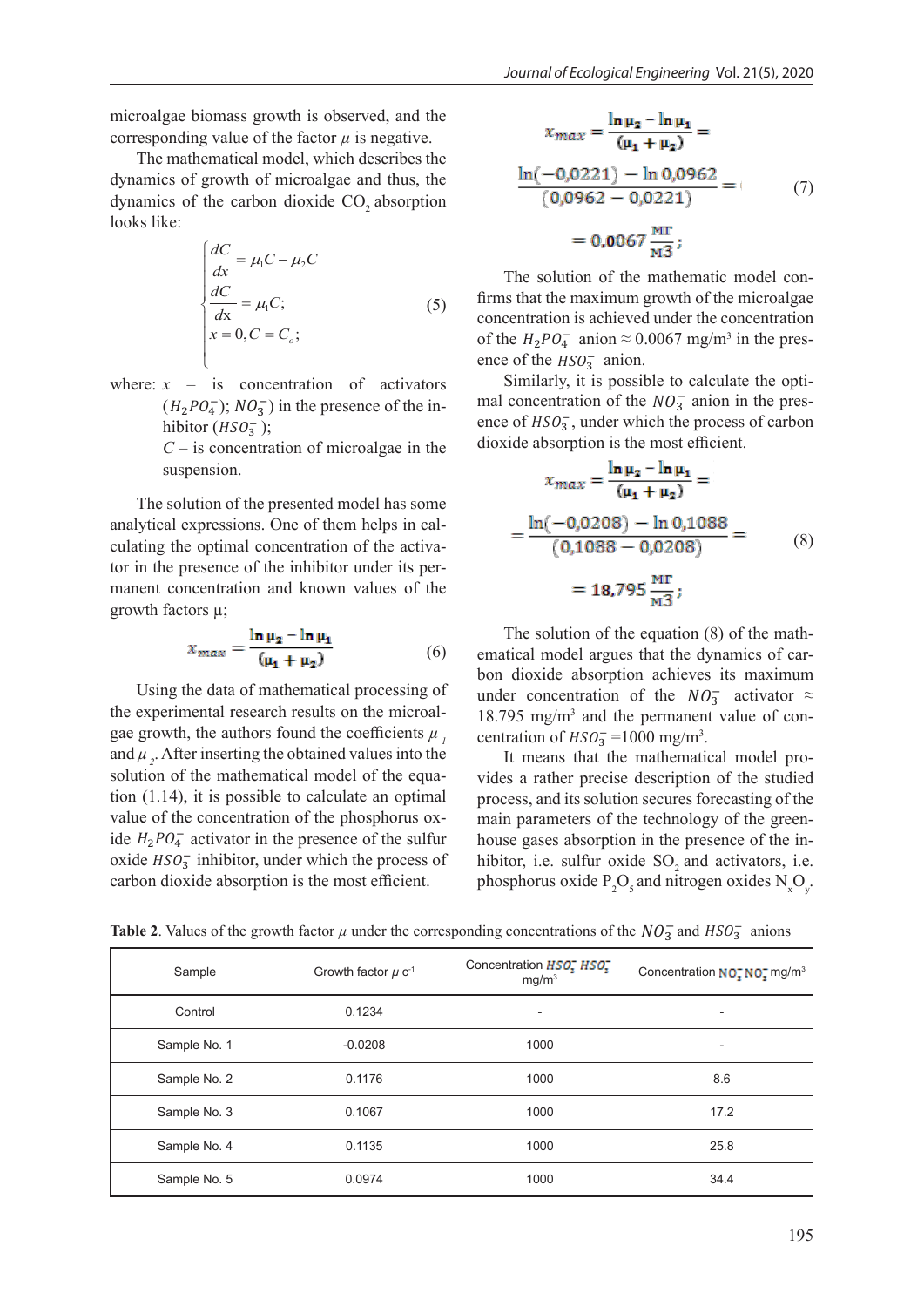microalgae biomass growth is observed, and the corresponding value of the factor $\mu$ is negative.

The mathematical model, which describes the dynamics of growth of microalgae and thus, the dynamics of the carbon dioxide $CO_2$ absorption looks like:

$$\begin{cases} \frac{dC}{dx} = \mu_1 C - \mu_2 C \\ \frac{dC}{dx} = \mu_1 C; \\ x = 0, C = C_o; \end{cases} \tag{5}$$

where: $x$ – is concentration of activators ($H_2PO_4^-$; $NO_3^-$) in the presence of the inhibitor ($HSO_3^-$);
$C$ – is concentration of microalgae in the suspension.

The solution of the presented model has some analytical expressions. One of them helps in calculating the optimal concentration of the activator in the presence of the inhibitor under its permanent concentration and known values of the growth factors μ;

$$x_{max} = \frac{\ln \mu_2 - \ln \mu_1}{(\mu_1 + \mu_2)} \tag{6}$$

Using the data of mathematical processing of the experimental research results on the microalgae growth, the authors found the coefficients $\mu_1$ and $\mu_2$. After inserting the obtained values into the solution of the mathematical model of the equation (1.14), it is possible to calculate an optimal value of the concentration of the phosphorus oxide $H_2PO_4^-$ activator in the presence of the sulfur oxide $HSO_3^-$ inhibitor, under which the process of carbon dioxide absorption is the most efficient.

$$x_{max} = \frac{\ln \mu_2 - \ln \mu_1}{(\mu_1 + \mu_2)} = \frac{\ln(-0{,}0221) - \ln 0{,}0962}{(0{,}0962 - 0{,}0221)} = = 0{,}0067 \frac{\text{мг}}{\text{м3}}; \tag{7}$$

The solution of the mathematic model confirms that the maximum growth of the microalgae concentration is achieved under the concentration of the $H_2PO_4^-$ anion ≈ 0.0067 mg/m³ in the presence of the $HSO_3^-$ anion.

Similarly, it is possible to calculate the optimal concentration of the $NO_3^-$ anion in the presence of $HSO_3^-$, under which the process of carbon dioxide absorption is the most efficient.

$$x_{max} = \frac{\ln \mu_2 - \ln \mu_1}{(\mu_1 + \mu_2)} = = \frac{\ln(-0{,}0208) - \ln 0{,}1088}{(0{,}1088 - 0{,}0208)} = = 18{,}795 \frac{\text{мг}}{\text{м3}}; \tag{8}$$

The solution of the equation (8) of the mathematical model argues that the dynamics of carbon dioxide absorption achieves its maximum under concentration of the $NO_3^-$ activator ≈ 18.795 mg/m³ and the permanent value of concentration of $HSO_3^-$ =1000 mg/m³.

It means that the mathematical model provides a rather precise description of the studied process, and its solution secures forecasting of the main parameters of the technology of the greenhouse gases absorption in the presence of the inhibitor, i.e. sulfur oxide $SO_2$ and activators, i.e. phosphorus oxide $P_2O_5$ and nitrogen oxides $N_xO_y$.

**Table 2**. Values of the growth factor $\mu$ under the corresponding concentrations of the $NO_3^-$ and $HSO_3^-$ anions

| Sample | Growth factor $\mu$ c⁻¹ | Concentration $HSO_3^-$ $HSO_3^-$ mg/m³ | Concentration $NO_3^-$ $NO_3^-$ mg/m³ |
|---|---|---|---|
| Control | 0.1234 | - | - |
| Sample No. 1 | -0.0208 | 1000 | - |
| Sample No. 2 | 0.1176 | 1000 | 8.6 |
| Sample No. 3 | 0.1067 | 1000 | 17.2 |
| Sample No. 4 | 0.1135 | 1000 | 25.8 |
| Sample No. 5 | 0.0974 | 1000 | 34.4 |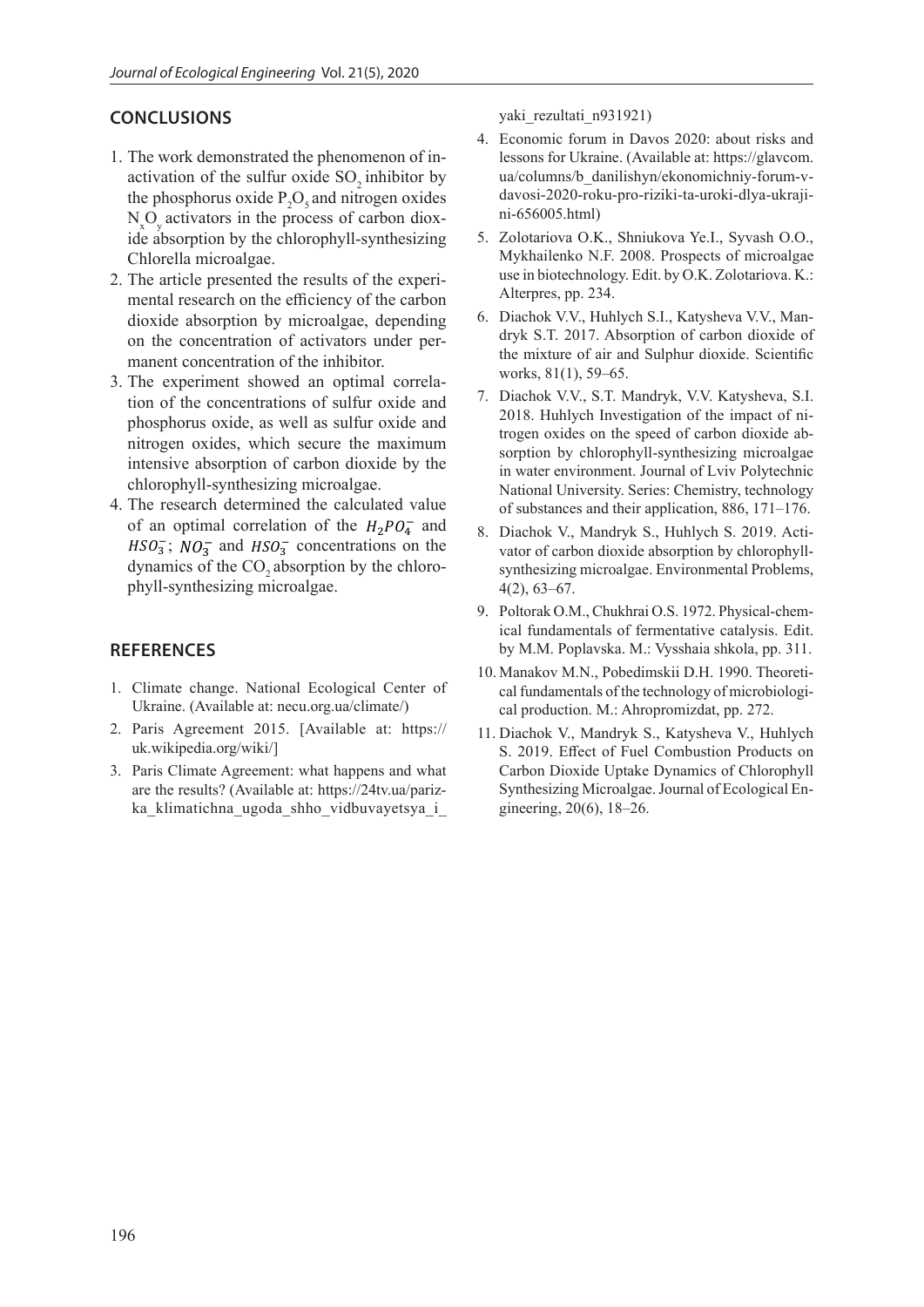## CONCLUSIONS

1. The work demonstrated the phenomenon of inactivation of the sulfur oxide $SO_2$ inhibitor by the phosphorus oxide $P_2O_5$ and nitrogen oxides $N_xO_y$ activators in the process of carbon dioxide absorption by the chlorophyll-synthesizing Chlorella microalgae.
2. The article presented the results of the experimental research on the efficiency of the carbon dioxide absorption by microalgae, depending on the concentration of activators under permanent concentration of the inhibitor.
3. The experiment showed an optimal correlation of the concentrations of sulfur oxide and phosphorus oxide, as well as sulfur oxide and nitrogen oxides, which secure the maximum intensive absorption of carbon dioxide by the chlorophyll-synthesizing microalgae.
4. The research determined the calculated value of an optimal correlation of the $H_2PO_4^-$ and $HSO_3^-$; $NO_3^-$ and $HSO_3^-$ concentrations on the dynamics of the $CO_2$ absorption by the chlorophyll-synthesizing microalgae.

## REFERENCES

1. Climate change. National Ecological Center of Ukraine. (Available at: necu.org.ua/climate/)
2. Paris Agreement 2015. [Available at: https://uk.wikipedia.org/wiki/]
3. Paris Climate Agreement: what happens and what are the results? (Available at: https://24tv.ua/parizka_klimatichna_ugoda_shho_vidbuvayetsya_i_yaki_rezultati_n931921)
4. Economic forum in Davos 2020: about risks and lessons for Ukraine. (Available at: https://glavcom.ua/columns/b_danilishyn/ekonomichniy-forum-v-davosi-2020-roku-pro-riziki-ta-uroki-dlya-ukrajini-656005.html)
5. Zolotariova O.K., Shniukova Ye.I., Syvash O.O., Mykhailenko N.F. 2008. Prospects of microalgae use in biotechnology. Edit. by O.K. Zolotariova. K.: Alterpres, pp. 234.
6. Diachok V.V., Huhlych S.I., Katysheva V.V., Mandryk S.T. 2017. Absorption of carbon dioxide of the mixture of air and Sulphur dioxide. Scientific works, 81(1), 59–65.
7. Diachok V.V., S.T. Mandryk, V.V. Katysheva, S.I. 2018. Huhlych Investigation of the impact of nitrogen oxides on the speed of carbon dioxide absorption by chlorophyll-synthesizing microalgae in water environment. Journal of Lviv Polytechnic National University. Series: Chemistry, technology of substances and their application, 886, 171–176.
8. Diachok V., Mandryk S., Huhlych S. 2019. Activator of carbon dioxide absorption by chlorophyll-synthesizing microalgae. Environmental Problems, 4(2), 63–67.
9. Poltorak O.M., Chukhrai O.S. 1972. Physical-chemical fundamentals of fermentative catalysis. Edit. by M.M. Poplavska. M.: Vysshaia shkola, pp. 311.
10. Manakov M.N., Pobedimskii D.H. 1990. Theoretical fundamentals of the technology of microbiological production. M.: Ahropromizdat, pp. 272.
11. Diachok V., Mandryk S., Katysheva V., Huhlych S. 2019. Effect of Fuel Combustion Products on Carbon Dioxide Uptake Dynamics of Chlorophyll Synthesizing Microalgae. Journal of Ecological Engineering, 20(6), 18–26.